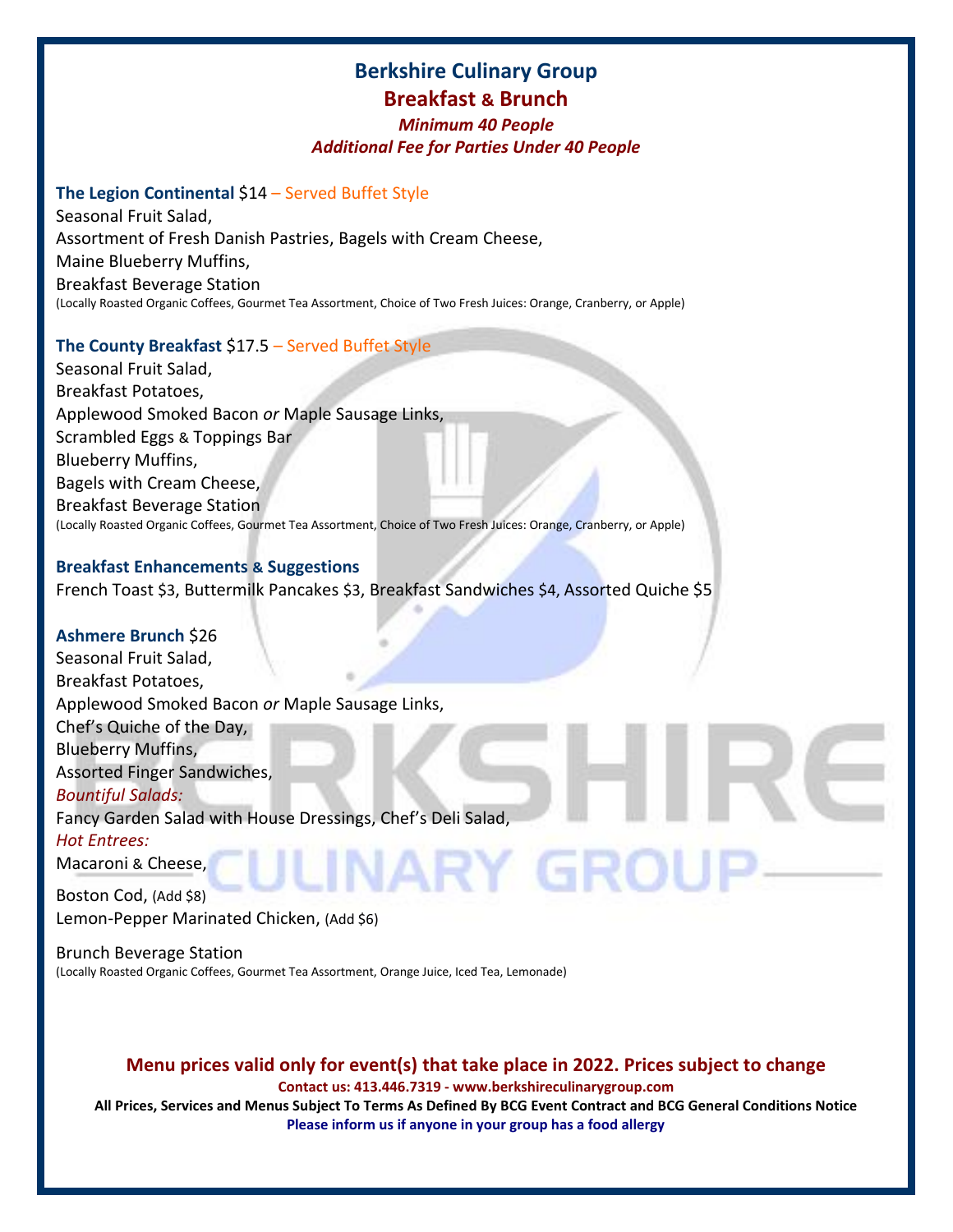# Berkshire Culinary Group

## Breakfast & Brunch

*Minimum 40 People*

*Additional Fee for Parties Under 40 People*

**The Legion Continental** $14 – Served Buffet Style

Seasonal Fruit Salad,
Assortment of Fresh Danish Pastries, Bagels with Cream Cheese,
Maine Blueberry Muffins,
Breakfast Beverage Station
(Locally Roasted Organic Coffees, Gourmet Tea Assortment, Choice of Two Fresh Juices: Orange, Cranberry, or Apple)

**The County Breakfast** $17.5 – Served Buffet Style

Seasonal Fruit Salad,
Breakfast Potatoes,
Applewood Smoked Bacon *or* Maple Sausage Links,
Scrambled Eggs & Toppings Bar
Blueberry Muffins,
Bagels with Cream Cheese,
Breakfast Beverage Station
(Locally Roasted Organic Coffees, Gourmet Tea Assortment, Choice of Two Fresh Juices: Orange, Cranberry, or Apple)

**Breakfast Enhancements & Suggestions**

French Toast $3, Buttermilk Pancakes $3, Breakfast Sandwiches $4, Assorted Quiche $5

**Ashmere Brunch** $26

Seasonal Fruit Salad,
Breakfast Potatoes,
Applewood Smoked Bacon *or* Maple Sausage Links,
Chef's Quiche of the Day,
Blueberry Muffins,
Assorted Finger Sandwiches,

*Bountiful Salads:*

Fancy Garden Salad with House Dressings, Chef's Deli Salad,

*Hot Entrees:*

Macaroni & Cheese,

Boston Cod, (Add $8)
Lemon-Pepper Marinated Chicken, (Add $6)

Brunch Beverage Station
(Locally Roasted Organic Coffees, Gourmet Tea Assortment, Orange Juice, Iced Tea, Lemonade)

**Menu prices valid only for event(s) that take place in 2022. Prices subject to change**

**Contact us: 413.446.7319 - www.berkshireculinarygroup.com**

**All Prices, Services and Menus Subject To Terms As Defined By BCG Event Contract and BCG General Conditions Notice**

**Please inform us if anyone in your group has a food allergy**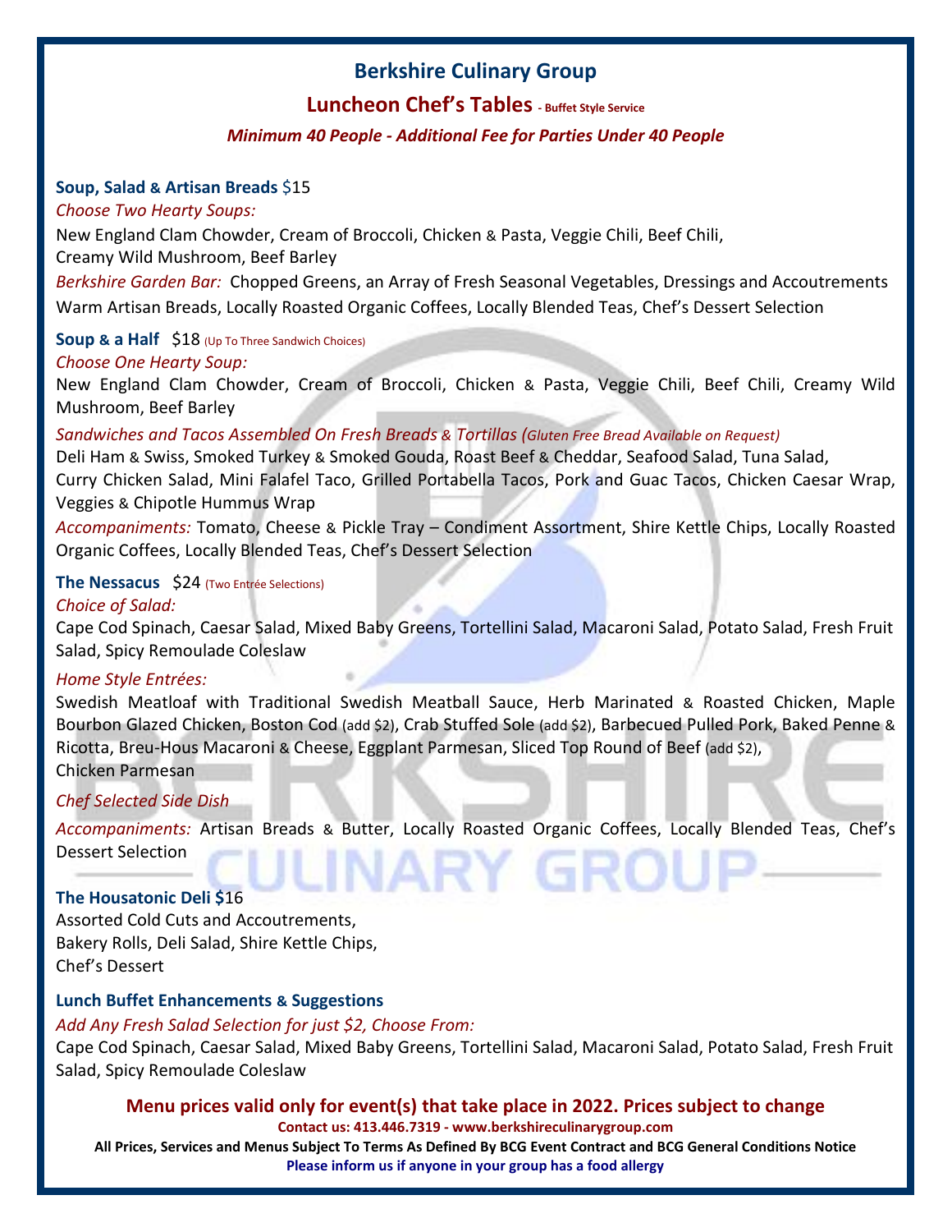# Berkshire Culinary Group

## Luncheon Chef's Tables - Buffet Style Service

*Minimum 40 People - Additional Fee for Parties Under 40 People*

### Soup, Salad & Artisan Breads $15

*Choose Two Hearty Soups:*

New England Clam Chowder, Cream of Broccoli, Chicken & Pasta, Veggie Chili, Beef Chili, Creamy Wild Mushroom, Beef Barley

*Berkshire Garden Bar:* Chopped Greens, an Array of Fresh Seasonal Vegetables, Dressings and Accoutrements

Warm Artisan Breads, Locally Roasted Organic Coffees, Locally Blended Teas, Chef's Dessert Selection

### Soup & a Half $18 (Up To Three Sandwich Choices)

*Choose One Hearty Soup:*

New England Clam Chowder, Cream of Broccoli, Chicken & Pasta, Veggie Chili, Beef Chili, Creamy Wild Mushroom, Beef Barley

*Sandwiches and Tacos Assembled On Fresh Breads & Tortillas (Gluten Free Bread Available on Request)*

Deli Ham & Swiss, Smoked Turkey & Smoked Gouda, Roast Beef & Cheddar, Seafood Salad, Tuna Salad, Curry Chicken Salad, Mini Falafel Taco, Grilled Portabella Tacos, Pork and Guac Tacos, Chicken Caesar Wrap, Veggies & Chipotle Hummus Wrap

*Accompaniments:* Tomato, Cheese & Pickle Tray – Condiment Assortment, Shire Kettle Chips, Locally Roasted Organic Coffees, Locally Blended Teas, Chef's Dessert Selection

### The Nessacus $24 (Two Entrée Selections)

*Choice of Salad:*

Cape Cod Spinach, Caesar Salad, Mixed Baby Greens, Tortellini Salad, Macaroni Salad, Potato Salad, Fresh Fruit Salad, Spicy Remoulade Coleslaw

*Home Style Entrées:*

Swedish Meatloaf with Traditional Swedish Meatball Sauce, Herb Marinated & Roasted Chicken, Maple Bourbon Glazed Chicken, Boston Cod (add $2), Crab Stuffed Sole (add $2), Barbecued Pulled Pork, Baked Penne & Ricotta, Breu-Hous Macaroni & Cheese, Eggplant Parmesan, Sliced Top Round of Beef (add $2), Chicken Parmesan

*Chef Selected Side Dish*

*Accompaniments:* Artisan Breads & Butter, Locally Roasted Organic Coffees, Locally Blended Teas, Chef's Dessert Selection

### The Housatonic Deli $16

Assorted Cold Cuts and Accoutrements,
Bakery Rolls, Deli Salad, Shire Kettle Chips,
Chef's Dessert

### Lunch Buffet Enhancements & Suggestions

*Add Any Fresh Salad Selection for just $2, Choose From:*

Cape Cod Spinach, Caesar Salad, Mixed Baby Greens, Tortellini Salad, Macaroni Salad, Potato Salad, Fresh Fruit Salad, Spicy Remoulade Coleslaw

**Menu prices valid only for event(s) that take place in 2022. Prices subject to change**

**Contact us: 413.446.7319 - www.berkshireculinarygroup.com**

**All Prices, Services and Menus Subject To Terms As Defined By BCG Event Contract and BCG General Conditions Notice**

**Please inform us if anyone in your group has a food allergy**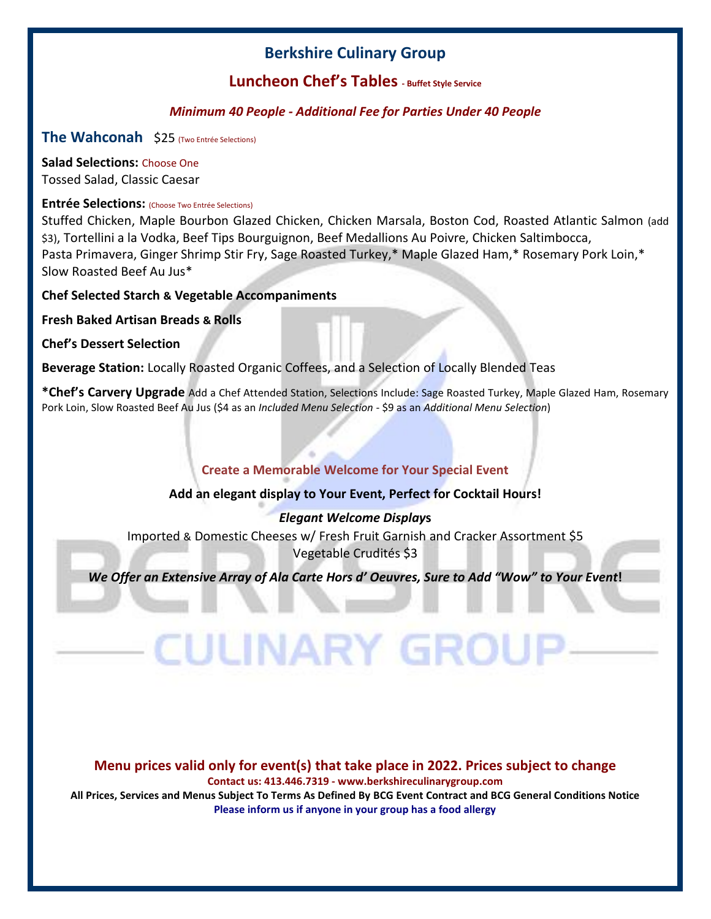# Berkshire Culinary Group

## Luncheon Chef's Tables - Buffet Style Service

*Minimum 40 People - Additional Fee for Parties Under 40 People*

### The Wahconah   $25 (Two Entrée Selections)

**Salad Selections:** Choose One
Tossed Salad, Classic Caesar

**Entrée Selections:** (Choose Two Entrée Selections)
Stuffed Chicken, Maple Bourbon Glazed Chicken, Chicken Marsala, Boston Cod, Roasted Atlantic Salmon (add $3), Tortellini a la Vodka, Beef Tips Bourguignon, Beef Medallions Au Poivre, Chicken Saltimbocca, Pasta Primavera, Ginger Shrimp Stir Fry, Sage Roasted Turkey,* Maple Glazed Ham,* Rosemary Pork Loin,* Slow Roasted Beef Au Jus*

**Chef Selected Starch & Vegetable Accompaniments**

**Fresh Baked Artisan Breads & Rolls**

**Chef's Dessert Selection**

**Beverage Station:** Locally Roasted Organic Coffees, and a Selection of Locally Blended Teas

**\*Chef's Carvery Upgrade** Add a Chef Attended Station, Selections Include: Sage Roasted Turkey, Maple Glazed Ham, Rosemary Pork Loin, Slow Roasted Beef Au Jus ($4 as an *Included Menu Selection* - $9 as an *Additional Menu Selection*)

**Create a Memorable Welcome for Your Special Event**

**Add an elegant display to Your Event, Perfect for Cocktail Hours!**

***Elegant Welcome Displays***

Imported & Domestic Cheeses w/ Fresh Fruit Garnish and Cracker Assortment $5
Vegetable Crudités $3

***We Offer an Extensive Array of Ala Carte Hors d' Oeuvres, Sure to Add "Wow" to Your Event!***

**Menu prices valid only for event(s) that take place in 2022. Prices subject to change**

**Contact us: 413.446.7319 - www.berkshireculinarygroup.com**

**All Prices, Services and Menus Subject To Terms As Defined By BCG Event Contract and BCG General Conditions Notice**

**Please inform us if anyone in your group has a food allergy**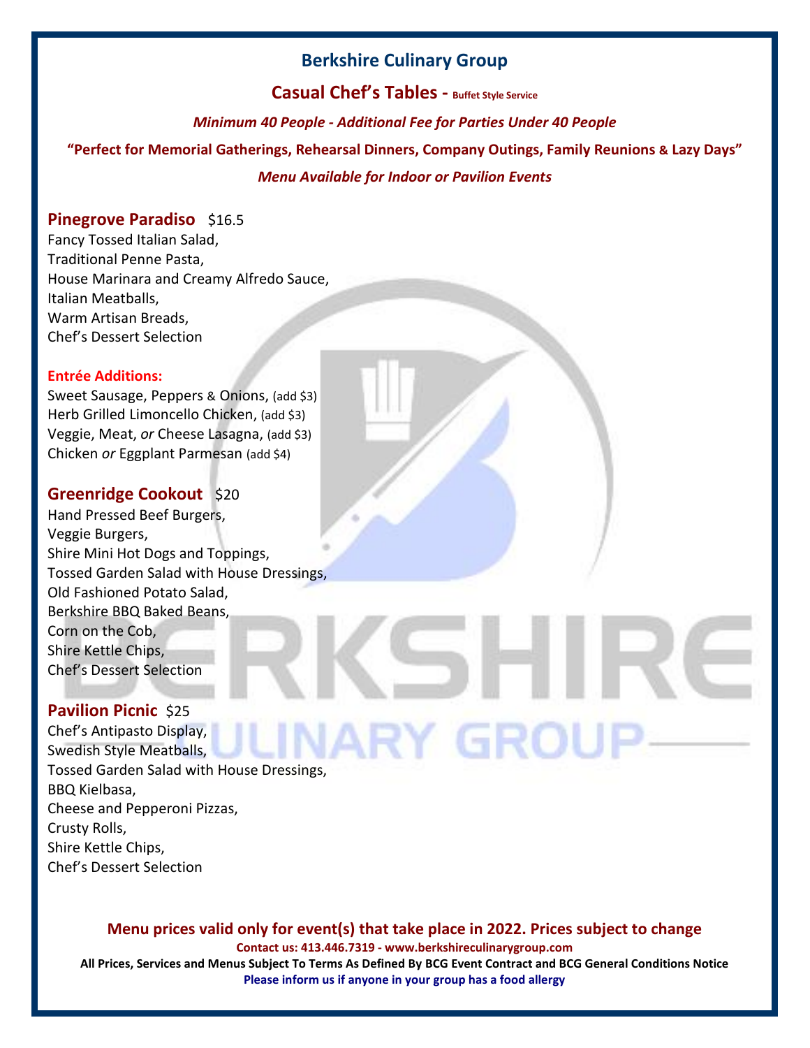# Berkshire Culinary Group

## Casual Chef's Tables - Buffet Style Service

*Minimum 40 People - Additional Fee for Parties Under 40 People*

**"Perfect for Memorial Gatherings, Rehearsal Dinners, Company Outings, Family Reunions & Lazy Days"**

*Menu Available for Indoor or Pavilion Events*

### Pinegrove Paradiso $16.5

Fancy Tossed Italian Salad,
Traditional Penne Pasta,
House Marinara and Creamy Alfredo Sauce,
Italian Meatballs,
Warm Artisan Breads,
Chef's Dessert Selection

**Entrée Additions:**

Sweet Sausage, Peppers & Onions, (add $3)
Herb Grilled Limoncello Chicken, (add $3)
Veggie, Meat, *or* Cheese Lasagna, (add $3)
Chicken *or* Eggplant Parmesan (add $4)

### Greenridge Cookout $20

Hand Pressed Beef Burgers,
Veggie Burgers,
Shire Mini Hot Dogs and Toppings,
Tossed Garden Salad with House Dressings,
Old Fashioned Potato Salad,
Berkshire BBQ Baked Beans,
Corn on the Cob,
Shire Kettle Chips,
Chef's Dessert Selection

### Pavilion Picnic $25

Chef's Antipasto Display,
Swedish Style Meatballs,
Tossed Garden Salad with House Dressings,
BBQ Kielbasa,
Cheese and Pepperoni Pizzas,
Crusty Rolls,
Shire Kettle Chips,
Chef's Dessert Selection

**Menu prices valid only for event(s) that take place in 2022. Prices subject to change**

**Contact us: 413.446.7319 - www.berkshireculinarygroup.com**

**All Prices, Services and Menus Subject To Terms As Defined By BCG Event Contract and BCG General Conditions Notice**

**Please inform us if anyone in your group has a food allergy**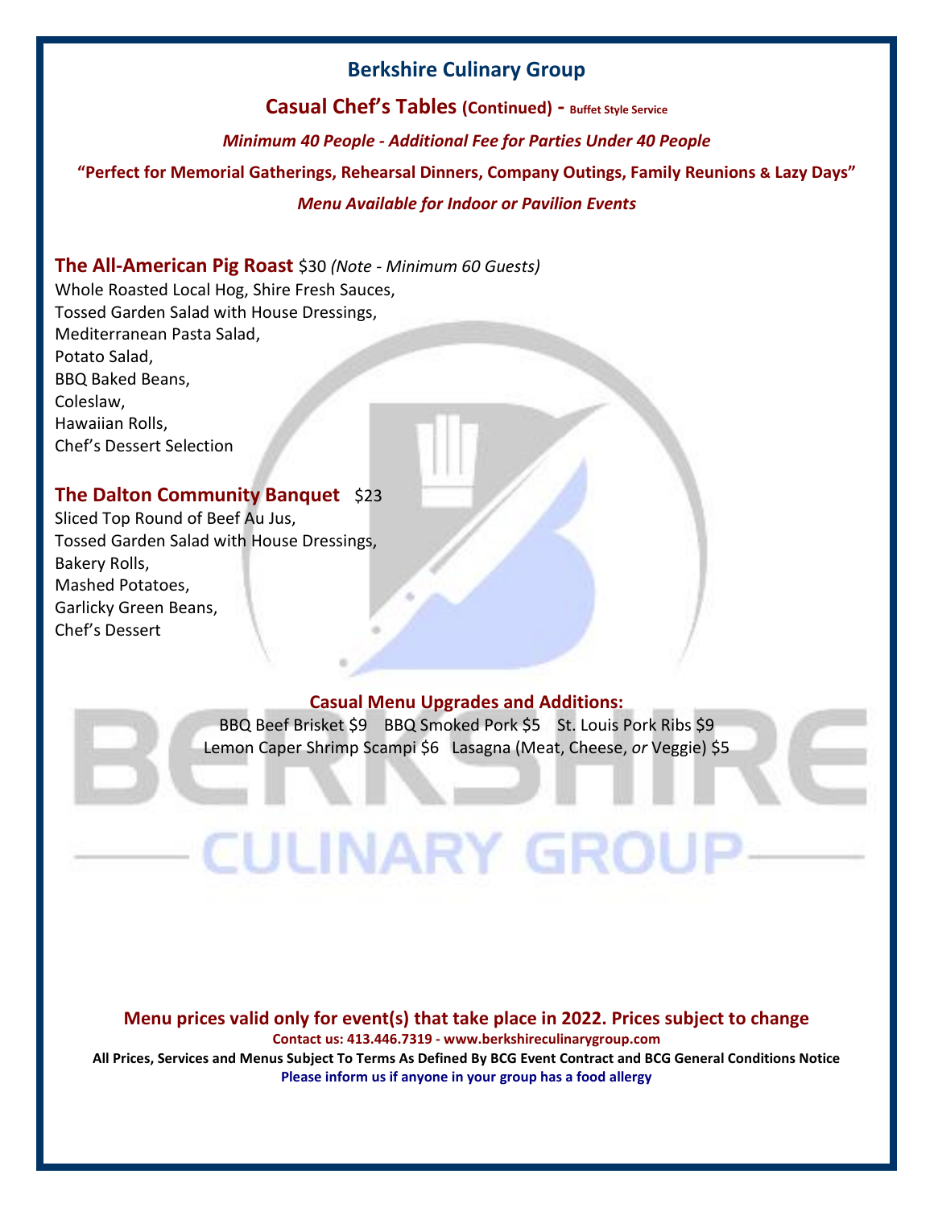# Berkshire Culinary Group

## Casual Chef's Tables (Continued) - Buffet Style Service

*Minimum 40 People - Additional Fee for Parties Under 40 People*

**"Perfect for Memorial Gatherings, Rehearsal Dinners, Company Outings, Family Reunions & Lazy Days"**

*Menu Available for Indoor or Pavilion Events*

### The All-American Pig Roast $30 *(Note - Minimum 60 Guests)*

Whole Roasted Local Hog, Shire Fresh Sauces,
Tossed Garden Salad with House Dressings,
Mediterranean Pasta Salad,
Potato Salad,
BBQ Baked Beans,
Coleslaw,
Hawaiian Rolls,
Chef's Dessert Selection

### The Dalton Community Banquet $23

Sliced Top Round of Beef Au Jus,
Tossed Garden Salad with House Dressings,
Bakery Rolls,
Mashed Potatoes,
Garlicky Green Beans,
Chef's Dessert

### Casual Menu Upgrades and Additions:

BBQ Beef Brisket $9 BBQ Smoked Pork $5 St. Louis Pork Ribs $9
Lemon Caper Shrimp Scampi $6 Lasagna (Meat, Cheese, *or* Veggie) $5

**Menu prices valid only for event(s) that take place in 2022. Prices subject to change**

**Contact us: 413.446.7319 - www.berkshireculinarygroup.com**

**All Prices, Services and Menus Subject To Terms As Defined By BCG Event Contract and BCG General Conditions Notice**

**Please inform us if anyone in your group has a food allergy**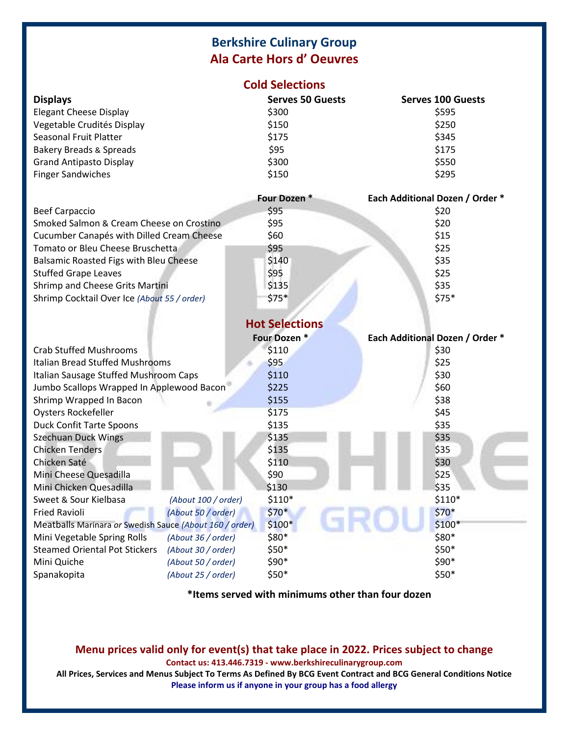# Berkshire Culinary Group
## Ala Carte Hors d' Oeuvres

### Cold Selections

| Displays | Serves 50 Guests | Serves 100 Guests |
|---|---|---|
| Elegant Cheese Display | $300 | $595 |
| Vegetable Crudités Display | $150 | $250 |
| Seasonal Fruit Platter | $175 | $345 |
| Bakery Breads & Spreads | $95 | $175 |
| Grand Antipasto Display | $300 | $550 |
| Finger Sandwiches | $150 | $295 |

| | Four Dozen * | Each Additional Dozen / Order * |
|---|---|---|
| Beef Carpaccio | $95 | $20 |
| Smoked Salmon & Cream Cheese on Crostino | $95 | $20 |
| Cucumber Canapés with Dilled Cream Cheese | $60 | $15 |
| Tomato or Bleu Cheese Bruschetta | $95 | $25 |
| Balsamic Roasted Figs with Bleu Cheese | $140 | $35 |
| Stuffed Grape Leaves | $95 | $25 |
| Shrimp and Cheese Grits Martini | $135 | $35 |
| Shrimp Cocktail Over Ice *(About 55 / order)* | $75* | $75* |

### Hot Selections

| | Four Dozen * | Each Additional Dozen / Order * |
|---|---|---|
| Crab Stuffed Mushrooms | $110 | $30 |
| Italian Bread Stuffed Mushrooms | $95 | $25 |
| Italian Sausage Stuffed Mushroom Caps | $110 | $30 |
| Jumbo Scallops Wrapped In Applewood Bacon | $225 | $60 |
| Shrimp Wrapped In Bacon | $155 | $38 |
| Oysters Rockefeller | $175 | $45 |
| Duck Confit Tarte Spoons | $135 | $35 |
| Szechuan Duck Wings | $135 | $35 |
| Chicken Tenders | $135 | $35 |
| Chicken Saté | $110 | $30 |
| Mini Cheese Quesadilla | $90 | $25 |
| Mini Chicken Quesadilla | $130 | $35 |
| Sweet & Sour Kielbasa *(About 100 / order)* | $110* | $110* |
| Fried Ravioli *(About 50 / order)* | $70* | $70* |
| Meatballs Marinara *or* Swedish Sauce *(About 160 / order)* | $100* | $100* |
| Mini Vegetable Spring Rolls *(About 36 / order)* | $80* | $80* |
| Steamed Oriental Pot Stickers *(About 30 / order)* | $50* | $50* |
| Mini Quiche *(About 50 / order)* | $90* | $90* |
| Spanakopita *(About 25 / order)* | $50* | $50* |

**\*Items served with minimums other than four dozen**

**Menu prices valid only for event(s) that take place in 2022. Prices subject to change**

**Contact us: 413.446.7319 - www.berkshireculinarygroup.com**

**All Prices, Services and Menus Subject To Terms As Defined By BCG Event Contract and BCG General Conditions Notice**

**Please inform us if anyone in your group has a food allergy**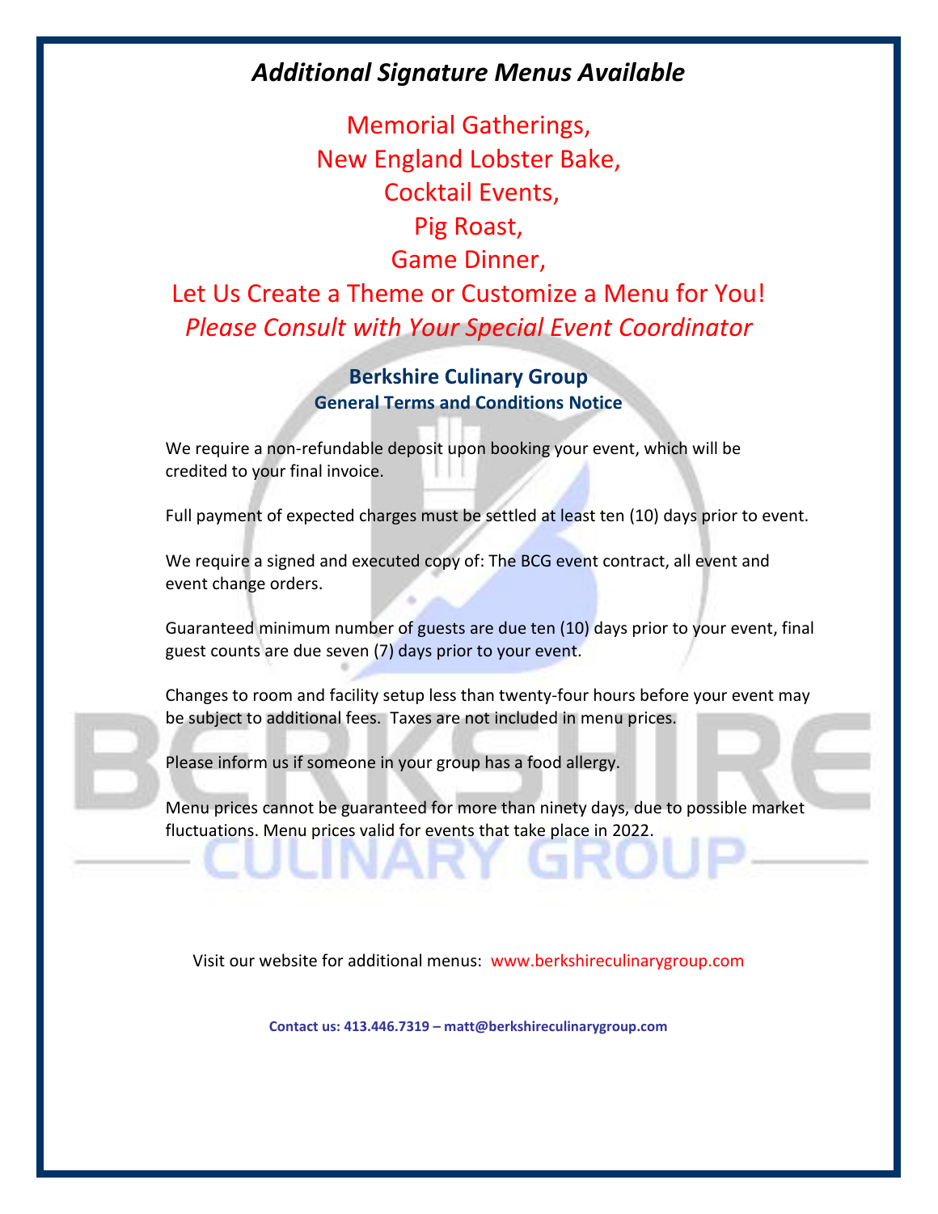# *Additional Signature Menus Available*

Memorial Gatherings,
New England Lobster Bake,
Cocktail Events,
Pig Roast,
Game Dinner,
Let Us Create a Theme or Customize a Menu for You!
*Please Consult with Your Special Event Coordinator*

## Berkshire Culinary Group

### General Terms and Conditions Notice

We require a non-refundable deposit upon booking your event, which will be credited to your final invoice.

Full payment of expected charges must be settled at least ten (10) days prior to event.

We require a signed and executed copy of: The BCG event contract, all event and event change orders.

Guaranteed minimum number of guests are due ten (10) days prior to your event, final guest counts are due seven (7) days prior to your event.

Changes to room and facility setup less than twenty-four hours before your event may be subject to additional fees. Taxes are not included in menu prices.

Please inform us if someone in your group has a food allergy.

Menu prices cannot be guaranteed for more than ninety days, due to possible market fluctuations. Menu prices valid for events that take place in 2022.

Visit our website for additional menus: www.berkshireculinarygroup.com

**Contact us: 413.446.7319 – matt@berkshireculinarygroup.com**